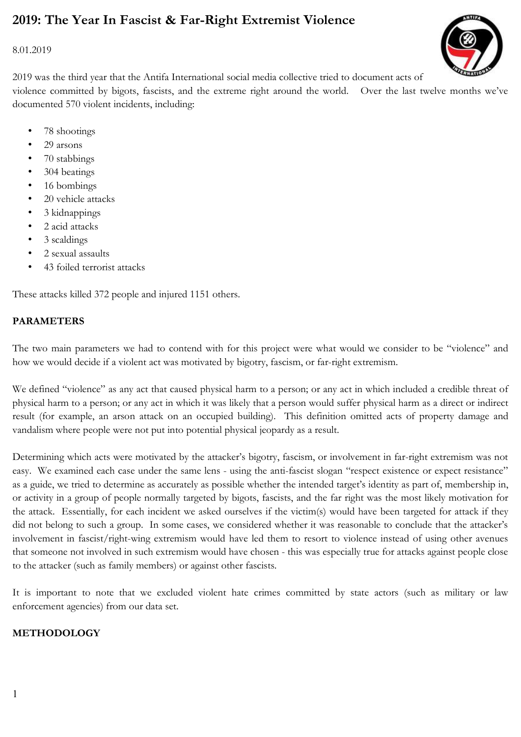# 2019: The Year In Fascist & Far-Right Extremist Violence

8.01.2019

2019 was the third year that the Antifa International social media collective tried to document acts of violence committed by bigots, fascists, and the extreme right around the world. Over the last twelve months we've documented 570 violent incidents, including:

- 78 shootings
- 29 arsons
- 70 stabbings
- 304 beatings
- 16 bombings
- 20 vehicle attacks
- 3 kidnappings
- 2 acid attacks
- 3 scaldings
- 2 sexual assaults
- 43 foiled terrorist attacks

These attacks killed 372 people and injured 1151 others.

**PARAMETERS**

The two main parameters we had to contend with for this project were what would we consider to be "violence" and how we would decide if a violent act was motivated by bigotry, fascism, or far-right extremism.

We defined "violence" as any act that caused physical harm to a person; or any act in which included a credible threat of physical harm to a person; or any act in which it was likely that a person would suffer physical harm as a direct or indirect result (for example, an arson attack on an occupied building). This definition omitted acts of property damage and vandalism where people were not put into potential physical jeopardy as a result.

Determining which acts were motivated by the attacker's bigotry, fascism, or involvement in far-right extremism was not easy. We examined each case under the same lens - using the anti-fascist slogan "respect existence or expect resistance" as a guide, we tried to determine as accurately as possible whether the intended target's identity as part of, membership in, or activity in a group of people normally targeted by bigots, fascists, and the far right was the most likely motivation for the attack. Essentially, for each incident we asked ourselves if the victim(s) would have been targeted for attack if they did not belong to such a group. In some cases, we considered whether it was reasonable to conclude that the attacker's involvement in fascist/right-wing extremism would have led them to resort to violence instead of using other avenues that someone not involved in such extremism would have chosen - this was especially true for attacks against people close to the attacker (such as family members) or against other fascists.

It is important to note that we excluded violent hate crimes committed by state actors (such as military or law enforcement agencies) from our data set.

**METHODOLOGY**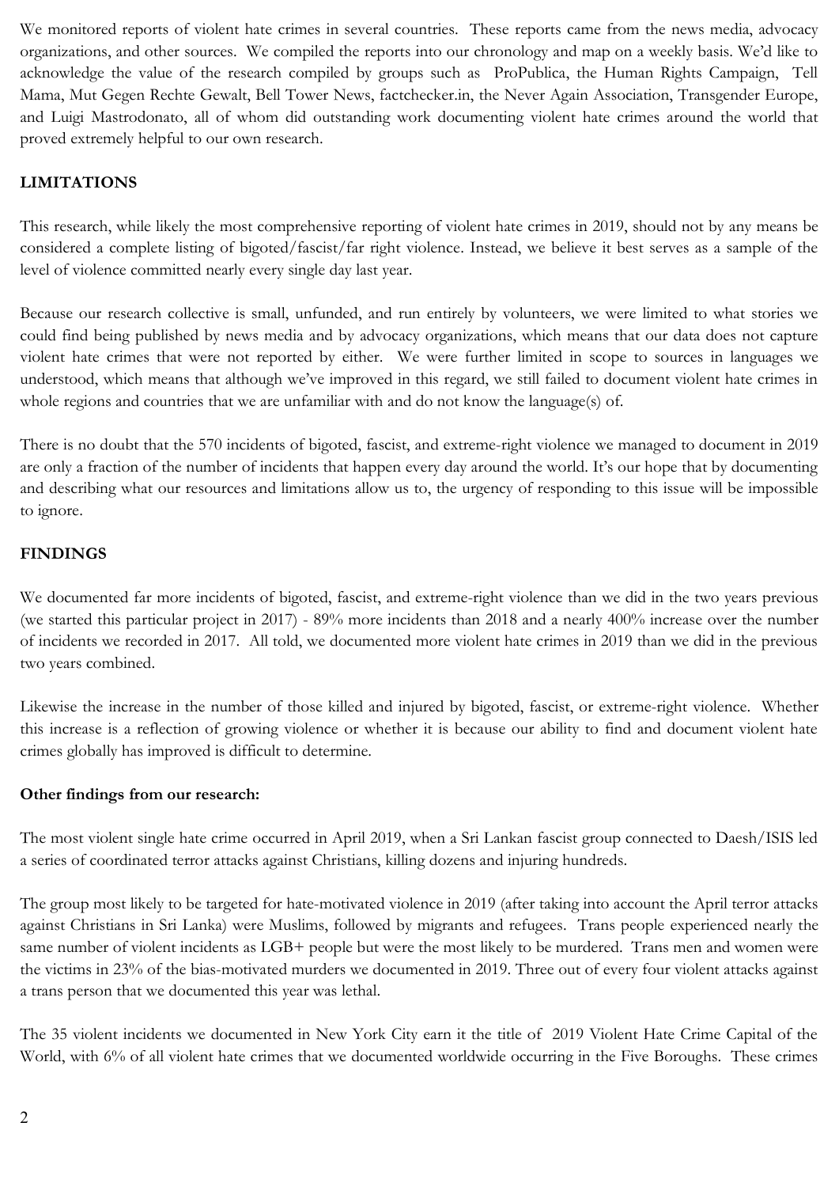We monitored reports of violent hate crimes in several countries. These reports came from the news media, advocacy organizations, and other sources. We compiled the reports into our chronology and map on a weekly basis. We'd like to acknowledge the value of the research compiled by groups such as ProPublica, the Human Rights Campaign, Tell Mama, Mut Gegen Rechte Gewalt, Bell Tower News, factchecker.in, the Never Again Association, Transgender Europe, and Luigi Mastrodonato, all of whom did outstanding work documenting violent hate crimes around the world that proved extremely helpful to our own research.

## LIMITATIONS

This research, while likely the most comprehensive reporting of violent hate crimes in 2019, should not by any means be considered a complete listing of bigoted/fascist/far right violence. Instead, we believe it best serves as a sample of the level of violence committed nearly every single day last year.

Because our research collective is small, unfunded, and run entirely by volunteers, we were limited to what stories we could find being published by news media and by advocacy organizations, which means that our data does not capture violent hate crimes that were not reported by either. We were further limited in scope to sources in languages we understood, which means that although we've improved in this regard, we still failed to document violent hate crimes in whole regions and countries that we are unfamiliar with and do not know the language(s) of.

There is no doubt that the 570 incidents of bigoted, fascist, and extreme-right violence we managed to document in 2019 are only a fraction of the number of incidents that happen every day around the world. It's our hope that by documenting and describing what our resources and limitations allow us to, the urgency of responding to this issue will be impossible to ignore.

## FINDINGS

We documented far more incidents of bigoted, fascist, and extreme-right violence than we did in the two years previous (we started this particular project in 2017) - 89% more incidents than 2018 and a nearly 400% increase over the number of incidents we recorded in 2017. All told, we documented more violent hate crimes in 2019 than we did in the previous two years combined.

Likewise the increase in the number of those killed and injured by bigoted, fascist, or extreme-right violence. Whether this increase is a reflection of growing violence or whether it is because our ability to find and document violent hate crimes globally has improved is difficult to determine.

### Other findings from our research:

The most violent single hate crime occurred in April 2019, when a Sri Lankan fascist group connected to Daesh/ISIS led a series of coordinated terror attacks against Christians, killing dozens and injuring hundreds.

The group most likely to be targeted for hate-motivated violence in 2019 (after taking into account the April terror attacks against Christians in Sri Lanka) were Muslims, followed by migrants and refugees. Trans people experienced nearly the same number of violent incidents as LGB+ people but were the most likely to be murdered. Trans men and women were the victims in 23% of the bias-motivated murders we documented in 2019. Three out of every four violent attacks against a trans person that we documented this year was lethal.

The 35 violent incidents we documented in New York City earn it the title of 2019 Violent Hate Crime Capital of the World, with 6% of all violent hate crimes that we documented worldwide occurring in the Five Boroughs. These crimes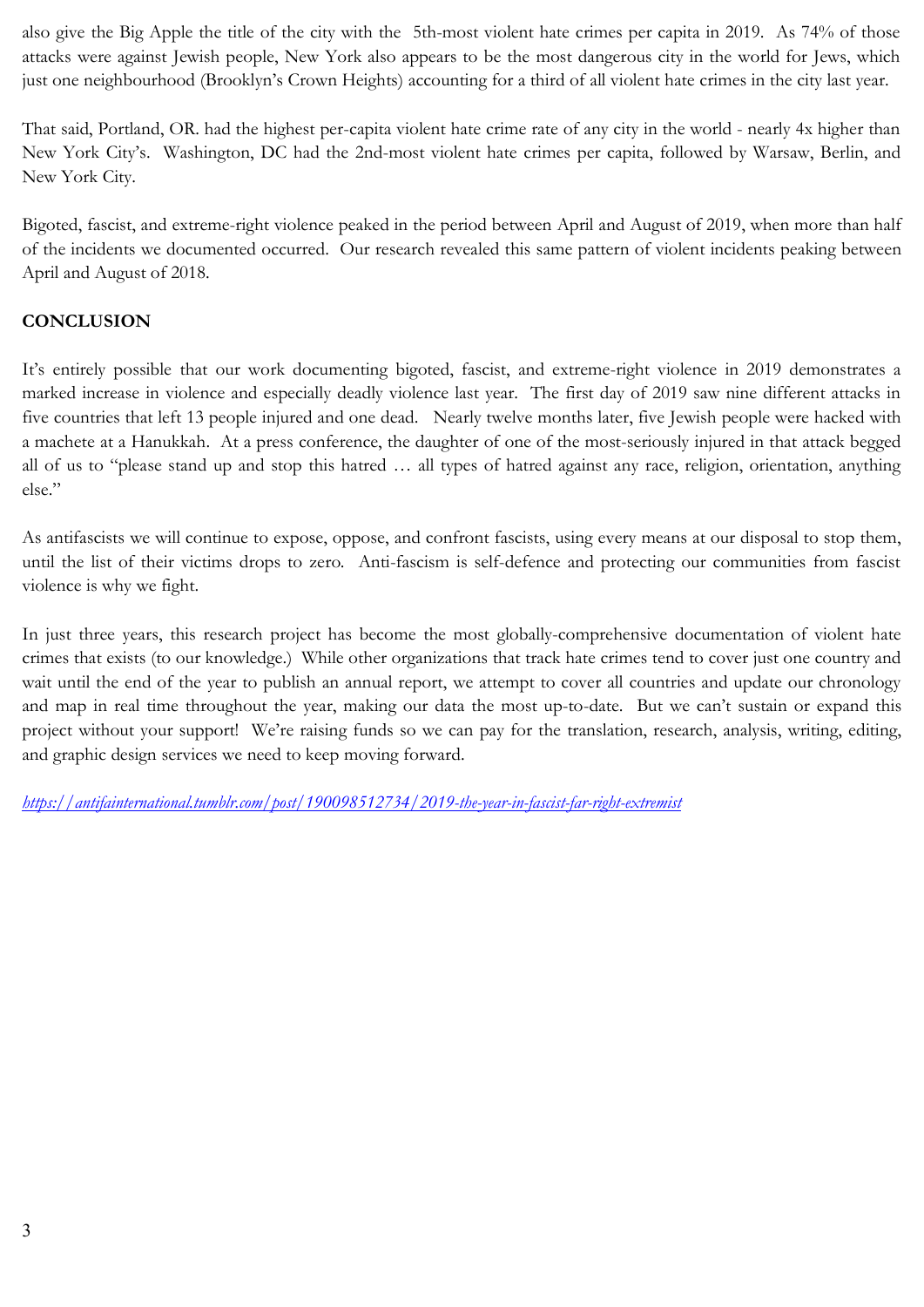also give the Big Apple the title of the city with the 5th-most violent hate crimes per capita in 2019. As 74% of those attacks were against Jewish people, New York also appears to be the most dangerous city in the world for Jews, which just one neighbourhood (Brooklyn's Crown Heights) accounting for a third of all violent hate crimes in the city last year.

That said, Portland, OR. had the highest per-capita violent hate crime rate of any city in the world - nearly 4x higher than New York City's. Washington, DC had the 2nd-most violent hate crimes per capita, followed by Warsaw, Berlin, and New York City.

Bigoted, fascist, and extreme-right violence peaked in the period between April and August of 2019, when more than half of the incidents we documented occurred. Our research revealed this same pattern of violent incidents peaking between April and August of 2018.

**CONCLUSION**

It's entirely possible that our work documenting bigoted, fascist, and extreme-right violence in 2019 demonstrates a marked increase in violence and especially deadly violence last year. The first day of 2019 saw nine different attacks in five countries that left 13 people injured and one dead. Nearly twelve months later, five Jewish people were hacked with a machete at a Hanukkah. At a press conference, the daughter of one of the most-seriously injured in that attack begged all of us to "please stand up and stop this hatred … all types of hatred against any race, religion, orientation, anything else."

As antifascists we will continue to expose, oppose, and confront fascists, using every means at our disposal to stop them, until the list of their victims drops to zero. Anti-fascism is self-defence and protecting our communities from fascist violence is why we fight.

In just three years, this research project has become the most globally-comprehensive documentation of violent hate crimes that exists (to our knowledge.) While other organizations that track hate crimes tend to cover just one country and wait until the end of the year to publish an annual report, we attempt to cover all countries and update our chronology and map in real time throughout the year, making our data the most up-to-date. But we can't sustain or expand this project without your support! We're raising funds so we can pay for the translation, research, analysis, writing, editing, and graphic design services we need to keep moving forward.

*https://antifainternational.tumblr.com/post/190098512734/2019-the-year-in-fascist-far-right-extremist*